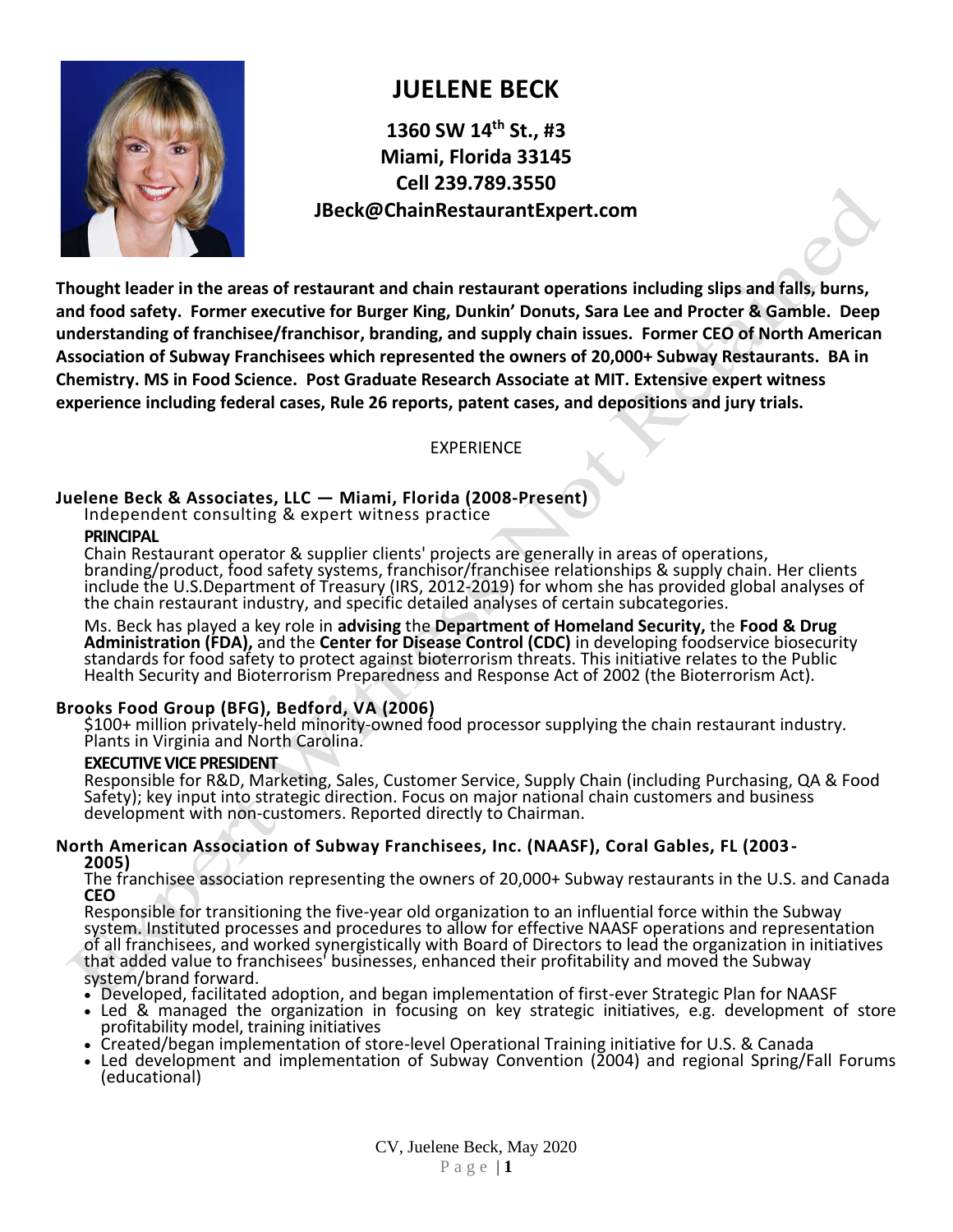# JUELENE BECK

**1360 SW 14th St., #3**
**Miami, Florida 33145**
**Cell 239.789.3550**
**JBeck@ChainRestaurantExpert.com**

**Thought leader in the areas of restaurant and chain restaurant operations including slips and falls, burns, and food safety. Former executive for Burger King, Dunkin' Donuts, Sara Lee and Procter & Gamble. Deep understanding of franchisee/franchisor, branding, and supply chain issues. Former CEO of North American Association of Subway Franchisees which represented the owners of 20,000+ Subway Restaurants. BA in Chemistry. MS in Food Science. Post Graduate Research Associate at MIT. Extensive expert witness experience including federal cases, Rule 26 reports, patent cases, and depositions and jury trials.**

## EXPERIENCE

### Juelene Beck & Associates, LLC — Miami, Florida (2008-Present)

Independent consulting & expert witness practice

**PRINCIPAL**

Chain Restaurant operator & supplier clients' projects are generally in areas of operations, branding/product, food safety systems, franchisor/franchisee relationships & supply chain. Her clients include the U.S.Department of Treasury (IRS, 2012-2019) for whom she has provided global analyses of the chain restaurant industry, and specific detailed analyses of certain subcategories.

Ms. Beck has played a key role in **advising** the **Department of Homeland Security,** the **Food & Drug Administration (FDA),** and the **Center for Disease Control (CDC)** in developing foodservice biosecurity standards for food safety to protect against bioterrorism threats. This initiative relates to the Public Health Security and Bioterrorism Preparedness and Response Act of 2002 (the Bioterrorism Act).

### Brooks Food Group (BFG), Bedford, VA (2006)

$100+ million privately-held minority-owned food processor supplying the chain restaurant industry. Plants in Virginia and North Carolina.

**EXECUTIVE VICE PRESIDENT**

Responsible for R&D, Marketing, Sales, Customer Service, Supply Chain (including Purchasing, QA & Food Safety); key input into strategic direction. Focus on major national chain customers and business development with non-customers. Reported directly to Chairman.

### North American Association of Subway Franchisees, Inc. (NAASF), Coral Gables, FL (2003-2005)

The franchisee association representing the owners of 20,000+ Subway restaurants in the U.S. and Canada

**CEO**

Responsible for transitioning the five-year old organization to an influential force within the Subway system. Instituted processes and procedures to allow for effective NAASF operations and representation of all franchisees, and worked synergistically with Board of Directors to lead the organization in initiatives that added value to franchisees' businesses, enhanced their profitability and moved the Subway system/brand forward.

- Developed, facilitated adoption, and began implementation of first-ever Strategic Plan for NAASF
- Led & managed the organization in focusing on key strategic initiatives, e.g. development of store profitability model, training initiatives
- Created/began implementation of store-level Operational Training initiative for U.S. & Canada
- Led development and implementation of Subway Convention (2004) and regional Spring/Fall Forums (educational)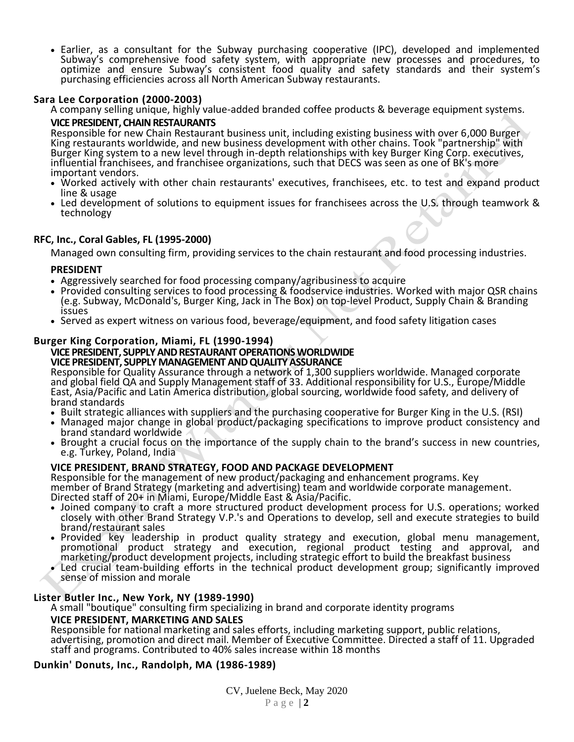- Earlier, as a consultant for the Subway purchasing cooperative (IPC), developed and implemented Subway's comprehensive food safety system, with appropriate new processes and procedures, to optimize and ensure Subway's consistent food quality and safety standards and their system's purchasing efficiencies across all North American Subway restaurants.

**Sara Lee Corporation (2000-2003)**

A company selling unique, highly value-added branded coffee products & beverage equipment systems.

**VICE PRESIDENT, CHAIN RESTAURANTS**

Responsible for new Chain Restaurant business unit, including existing business with over 6,000 Burger King restaurants worldwide, and new business development with other chains. Took "partnership" with Burger King system to a new level through in-depth relationships with key Burger King Corp. executives, influential franchisees, and franchisee organizations, such that DECS was seen as one of BK's more important vendors.

- Worked actively with other chain restaurants' executives, franchisees, etc. to test and expand product line & usage
- Led development of solutions to equipment issues for franchisees across the U.S. through teamwork & technology

**RFC, Inc., Coral Gables, FL (1995-2000)**

Managed own consulting firm, providing services to the chain restaurant and food processing industries.

**PRESIDENT**

- Aggressively searched for food processing company/agribusiness to acquire
- Provided consulting services to food processing & foodservice industries. Worked with major QSR chains (e.g. Subway, McDonald's, Burger King, Jack in The Box) on top-level Product, Supply Chain & Branding issues
- Served as expert witness on various food, beverage/equipment, and food safety litigation cases

**Burger King Corporation, Miami, FL (1990-1994)**

**VICE PRESIDENT, SUPPLY AND RESTAURANT OPERATIONS WORLDWIDE**
**VICE PRESIDENT, SUPPLY MANAGEMENT AND QUALITY ASSURANCE**

Responsible for Quality Assurance through a network of 1,300 suppliers worldwide. Managed corporate and global field QA and Supply Management staff of 33. Additional responsibility for U.S., Europe/Middle East, Asia/Pacific and Latin America distribution, global sourcing, worldwide food safety, and delivery of brand standards

- Built strategic alliances with suppliers and the purchasing cooperative for Burger King in the U.S. (RSI)
- Managed major change in global product/packaging specifications to improve product consistency and brand standard worldwide
- Brought a crucial focus on the importance of the supply chain to the brand's success in new countries, e.g. Turkey, Poland, India

**VICE PRESIDENT, BRAND STRATEGY, FOOD AND PACKAGE DEVELOPMENT**

Responsible for the management of new product/packaging and enhancement programs. Key member of Brand Strategy (marketing and advertising) team and worldwide corporate management. Directed staff of 20+ in Miami, Europe/Middle East & Asia/Pacific.

- Joined company to craft a more structured product development process for U.S. operations; worked closely with other Brand Strategy V.P.'s and Operations to develop, sell and execute strategies to build brand/restaurant sales
- Provided key leadership in product quality strategy and execution, global menu management, promotional product strategy and execution, regional product testing and approval, and marketing/product development projects, including strategic effort to build the breakfast business
- Led crucial team-building efforts in the technical product development group; significantly improved sense of mission and morale

**Lister Butler Inc., New York, NY (1989-1990)**

A small "boutique" consulting firm specializing in brand and corporate identity programs

**VICE PRESIDENT, MARKETING AND SALES**

Responsible for national marketing and sales efforts, including marketing support, public relations, advertising, promotion and direct mail. Member of Executive Committee. Directed a staff of 11. Upgraded staff and programs. Contributed to 40% sales increase within 18 months

**Dunkin' Donuts, Inc., Randolph, MA (1986-1989)**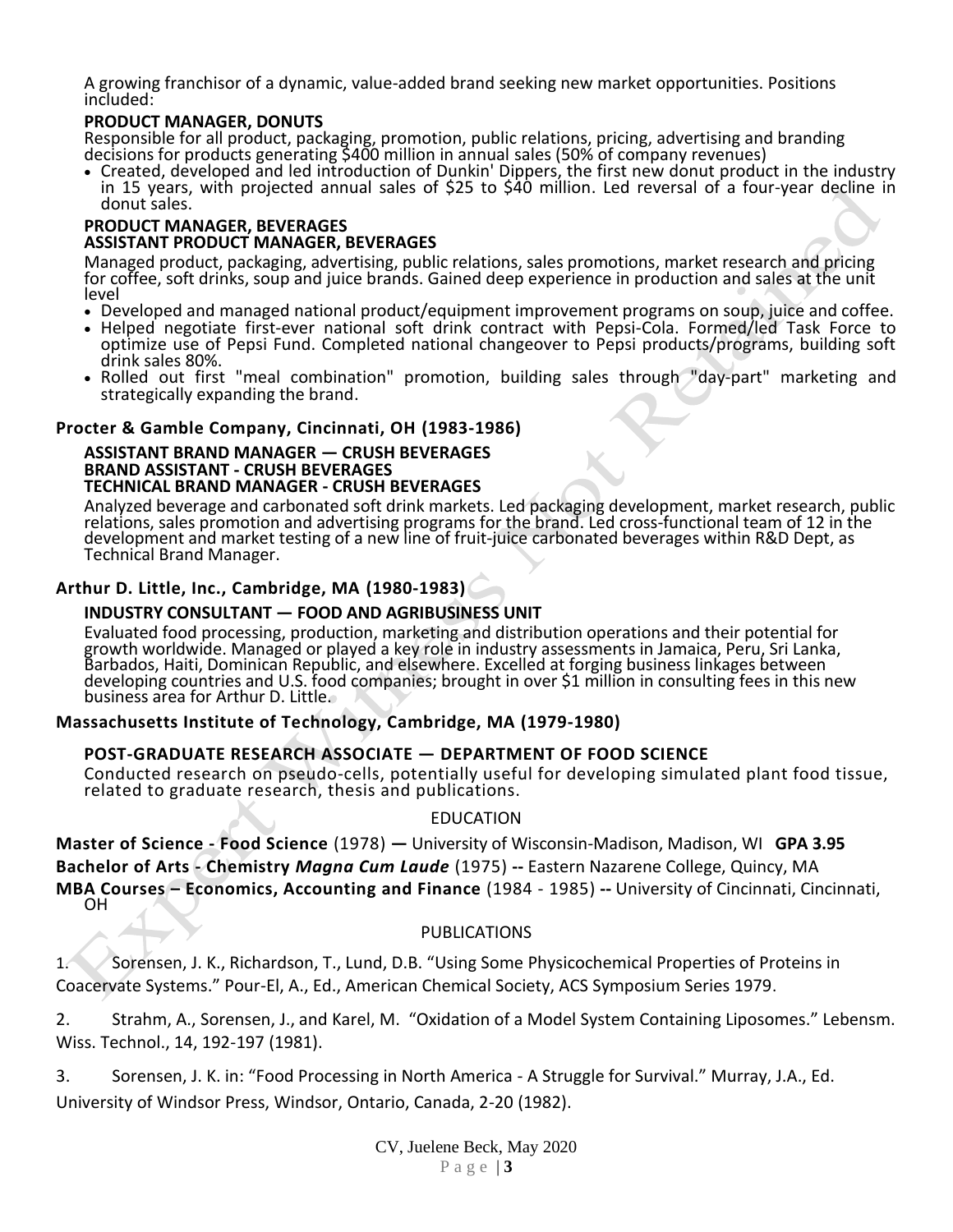A growing franchisor of a dynamic, value-added brand seeking new market opportunities. Positions included:

**PRODUCT MANAGER, DONUTS**

Responsible for all product, packaging, promotion, public relations, pricing, advertising and branding decisions for products generating $400 million in annual sales (50% of company revenues)

- Created, developed and led introduction of Dunkin' Dippers, the first new donut product in the industry in 15 years, with projected annual sales of $25 to $40 million. Led reversal of a four-year decline in donut sales.

**PRODUCT MANAGER, BEVERAGES**
**ASSISTANT PRODUCT MANAGER, BEVERAGES**

Managed product, packaging, advertising, public relations, sales promotions, market research and pricing for coffee, soft drinks, soup and juice brands. Gained deep experience in production and sales at the unit level

- Developed and managed national product/equipment improvement programs on soup, juice and coffee.
- Helped negotiate first-ever national soft drink contract with Pepsi-Cola. Formed/led Task Force to optimize use of Pepsi Fund. Completed national changeover to Pepsi products/programs, building soft drink sales 80%.
- Rolled out first "meal combination" promotion, building sales through "day-part" marketing and strategically expanding the brand.

**Procter & Gamble Company, Cincinnati, OH (1983-1986)**

**ASSISTANT BRAND MANAGER — CRUSH BEVERAGES**
**BRAND ASSISTANT - CRUSH BEVERAGES**
**TECHNICAL BRAND MANAGER - CRUSH BEVERAGES**

Analyzed beverage and carbonated soft drink markets. Led packaging development, market research, public relations, sales promotion and advertising programs for the brand. Led cross-functional team of 12 in the development and market testing of a new line of fruit-juice carbonated beverages within R&D Dept, as Technical Brand Manager.

**Arthur D. Little, Inc., Cambridge, MA (1980-1983)**

**INDUSTRY CONSULTANT — FOOD AND AGRIBUSINESS UNIT**

Evaluated food processing, production, marketing and distribution operations and their potential for growth worldwide. Managed or played a key role in industry assessments in Jamaica, Peru, Sri Lanka, Barbados, Haiti, Dominican Republic, and elsewhere. Excelled at forging business linkages between developing countries and U.S. food companies; brought in over $1 million in consulting fees in this new business area for Arthur D. Little.

**Massachusetts Institute of Technology, Cambridge, MA (1979-1980)**

**POST-GRADUATE RESEARCH ASSOCIATE — DEPARTMENT OF FOOD SCIENCE**

Conducted research on pseudo-cells, potentially useful for developing simulated plant food tissue, related to graduate research, thesis and publications.

## EDUCATION

**Master of Science - Food Science** (1978) **—** University of Wisconsin-Madison, Madison, WI **GPA 3.95**

**Bachelor of Arts - Chemistry** ***Magna Cum Laude*** (1975) **--** Eastern Nazarene College, Quincy, MA

**MBA Courses – Economics, Accounting and Finance** (1984 - 1985) **--** University of Cincinnati, Cincinnati, OH

## PUBLICATIONS

1. Sorensen, J. K., Richardson, T., Lund, D.B. "Using Some Physicochemical Properties of Proteins in Coacervate Systems." Pour-El, A., Ed., American Chemical Society, ACS Symposium Series 1979.

2. Strahm, A., Sorensen, J., and Karel, M. "Oxidation of a Model System Containing Liposomes." Lebensm. Wiss. Technol., 14, 192-197 (1981).

3. Sorensen, J. K. in: "Food Processing in North America - A Struggle for Survival." Murray, J.A., Ed. University of Windsor Press, Windsor, Ontario, Canada, 2-20 (1982).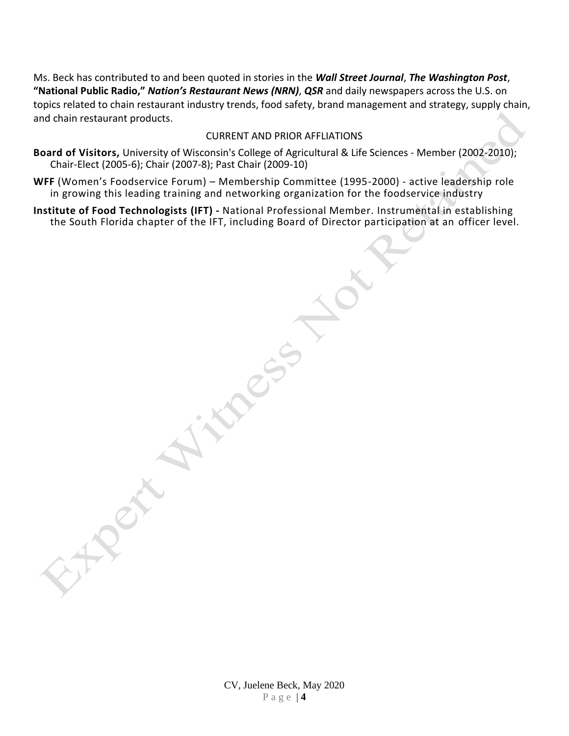Ms. Beck has contributed to and been quoted in stories in the ***Wall Street Journal***, ***The Washington Post***, **"National Public Radio,"** ***Nation's Restaurant News (NRN)***, ***QSR*** and daily newspapers across the U.S. on topics related to chain restaurant industry trends, food safety, brand management and strategy, supply chain, and chain restaurant products.

## CURRENT AND PRIOR AFFLIATIONS

**Board of Visitors,** University of Wisconsin's College of Agricultural & Life Sciences - Member (2002-2010); Chair-Elect (2005-6); Chair (2007-8); Past Chair (2009-10)

**WFF** (Women's Foodservice Forum) – Membership Committee (1995-2000) - active leadership role in growing this leading training and networking organization for the foodservice industry

**Institute of Food Technologists (IFT) -** National Professional Member. Instrumental in establishing the South Florida chapter of the IFT, including Board of Director participation at an officer level.